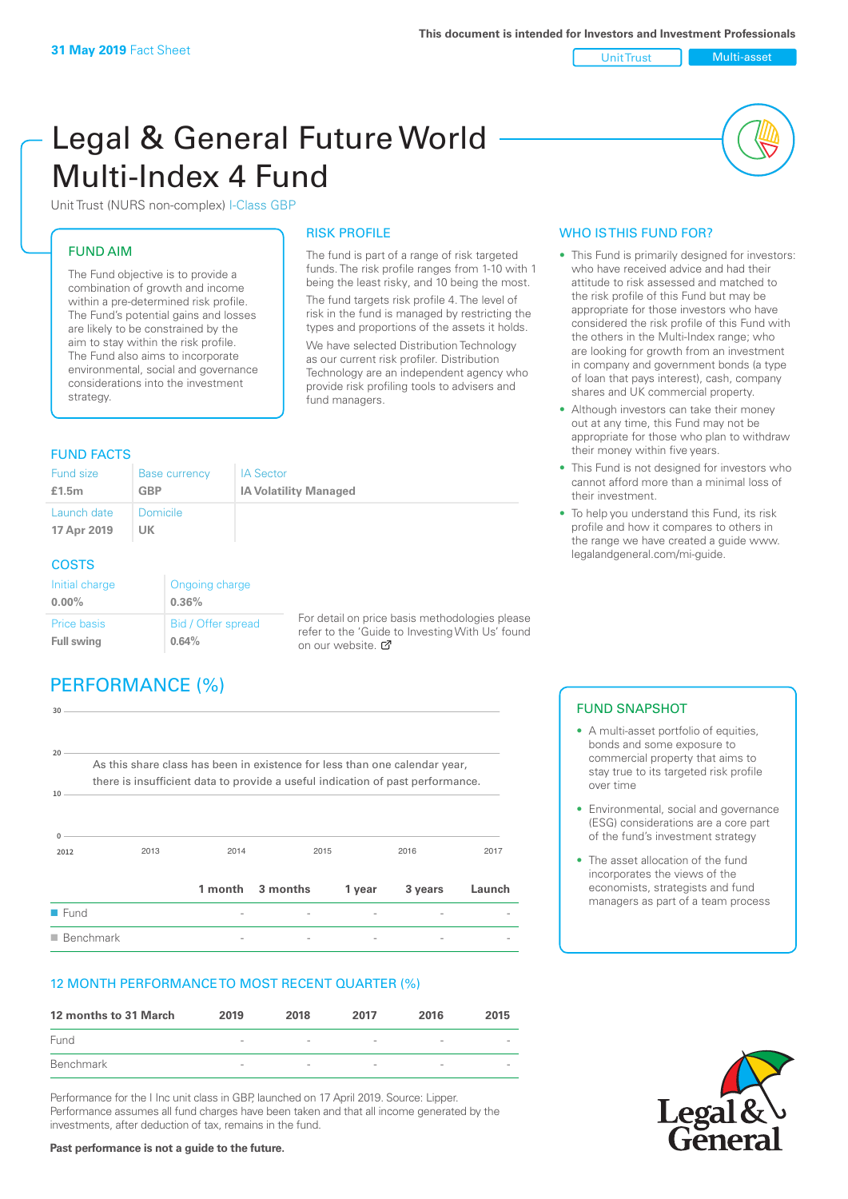**31 May 2019** Fact Sheet

This document is intended for Investors and Investment Professionals

Unit Trust | Multi-asset

# Legal & General Future World Multi-Index 4 Fund

Unit Trust (NURS non-complex) I-Class GBP

## FUND AIM

The Fund objective is to provide a combination of growth and income within a pre-determined risk profile. The Fund's potential gains and losses are likely to be constrained by the aim to stay within the risk profile. The Fund also aims to incorporate environmental, social and governance considerations into the investment strategy.

## RISK PROFILE

The fund is part of a range of risk targeted funds. The risk profile ranges from 1-10 with 1 being the least risky, and 10 being the most.

The fund targets risk profile 4. The level of risk in the fund is managed by restricting the types and proportions of the assets it holds.

We have selected Distribution Technology as our current risk profiler. Distribution Technology are an independent agency who provide risk profiling tools to advisers and fund managers.

## WHO IS THIS FUND FOR?

- This Fund is primarily designed for investors: who have received advice and had their attitude to risk assessed and matched to the risk profile of this Fund but may be appropriate for those investors who have considered the risk profile of this Fund with the others in the Multi-Index range; who are looking for growth from an investment in company and government bonds (a type of loan that pays interest), cash, company shares and UK commercial property.
- Although investors can take their money out at any time, this Fund may not be appropriate for those who plan to withdraw their money within five years.
- This Fund is not designed for investors who cannot afford more than a minimal loss of their investment.
- To help you understand this Fund, its risk profile and how it compares to others in the range we have created a guide www.legalandgeneral.com/mi-guide.

## FUND FACTS

| Fund size | Base currency | IA Sector |
|---|---|---|
| **£1.5m** | **GBP** | **IA Volatility Managed** |
| Launch date | Domicile | |
| **17 Apr 2019** | **UK** | |

## COSTS

| Initial charge | Ongoing charge |
|---|---|
| **0.00%** | **0.36%** |
| Price basis | Bid / Offer spread |
| **Full swing** | **0.64%** |

For detail on price basis methodologies please refer to the 'Guide to Investing With Us' found on our website.

## PERFORMANCE (%)

As this share class has been in existence for less than one calendar year, there is insufficient data to provide a useful indication of past performance.

| | 1 month | 3 months | 1 year | 3 years | Launch |
|---|---|---|---|---|---|
| Fund | - | - | - | - | - |
| Benchmark | - | - | - | - | - |

## FUND SNAPSHOT

- A multi-asset portfolio of equities, bonds and some exposure to commercial property that aims to stay true to its targeted risk profile over time
- Environmental, social and governance (ESG) considerations are a core part of the fund's investment strategy
- The asset allocation of the fund incorporates the views of the economists, strategists and fund managers as part of a team process

## 12 MONTH PERFORMANCE TO MOST RECENT QUARTER (%)

| 12 months to 31 March | 2019 | 2018 | 2017 | 2016 | 2015 |
|---|---|---|---|---|---|
| Fund | - | - | - | - | - |
| Benchmark | - | - | - | - | - |

Performance for the I Inc unit class in GBP, launched on 17 April 2019. Source: Lipper. Performance assumes all fund charges have been taken and that all income generated by the investments, after deduction of tax, remains in the fund.

**Past performance is not a guide to the future.**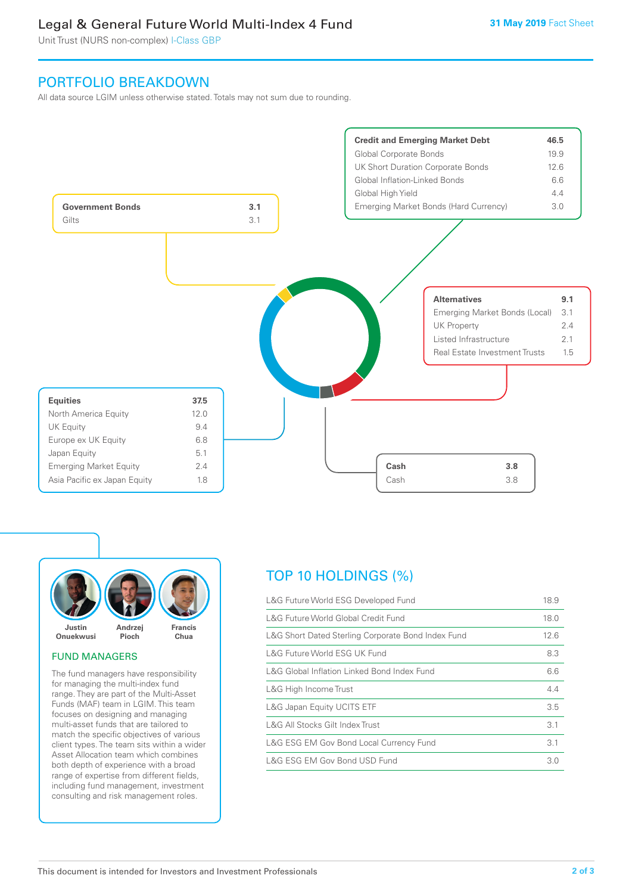## PORTFOLIO BREAKDOWN

All data source LGIM unless otherwise stated. Totals may not sum due to rounding.

| **Credit and Emerging Market Debt** | **46.5** |
|---|---|
| Global Corporate Bonds | 19.9 |
| UK Short Duration Corporate Bonds | 12.6 |
| Global Inflation-Linked Bonds | 6.6 |
| Global High Yield | 4.4 |
| Emerging Market Bonds (Hard Currency) | 3.0 |

| **Government Bonds** | **3.1** |
|---|---|
| Gilts | 3.1 |

| **Alternatives** | **9.1** |
|---|---|
| Emerging Market Bonds (Local) | 3.1 |
| UK Property | 2.4 |
| Listed Infrastructure | 2.1 |
| Real Estate Investment Trusts | 1.5 |

| **Equities** | **37.5** |
|---|---|
| North America Equity | 12.0 |
| UK Equity | 9.4 |
| Europe ex UK Equity | 6.8 |
| Japan Equity | 5.1 |
| Emerging Market Equity | 2.4 |
| Asia Pacific ex Japan Equity | 1.8 |

| **Cash** | **3.8** |
|---|---|
| Cash | 3.8 |

Justin Onuekwusi, Andrzej Pioch, Francis Chua

### FUND MANAGERS

The fund managers have responsibility for managing the multi-index fund range. They are part of the Multi-Asset Funds (MAF) team in LGIM. This team focuses on designing and managing multi-asset funds that are tailored to match the specific objectives of various client types. The team sits within a wider Asset Allocation team which combines both depth of experience with a broad range of expertise from different fields, including fund management, investment consulting and risk management roles.

## TOP 10 HOLDINGS (%)

| Holding | % |
|---|---|
| L&G Future World ESG Developed Fund | 18.9 |
| L&G Future World Global Credit Fund | 18.0 |
| L&G Short Dated Sterling Corporate Bond Index Fund | 12.6 |
| L&G Future World ESG UK Fund | 8.3 |
| L&G Global Inflation Linked Bond Index Fund | 6.6 |
| L&G High Income Trust | 4.4 |
| L&G Japan Equity UCITS ETF | 3.5 |
| L&G All Stocks Gilt Index Trust | 3.1 |
| L&G ESG EM Gov Bond Local Currency Fund | 3.1 |
| L&G ESG EM Gov Bond USD Fund | 3.0 |

This document is intended for Investors and Investment Professionals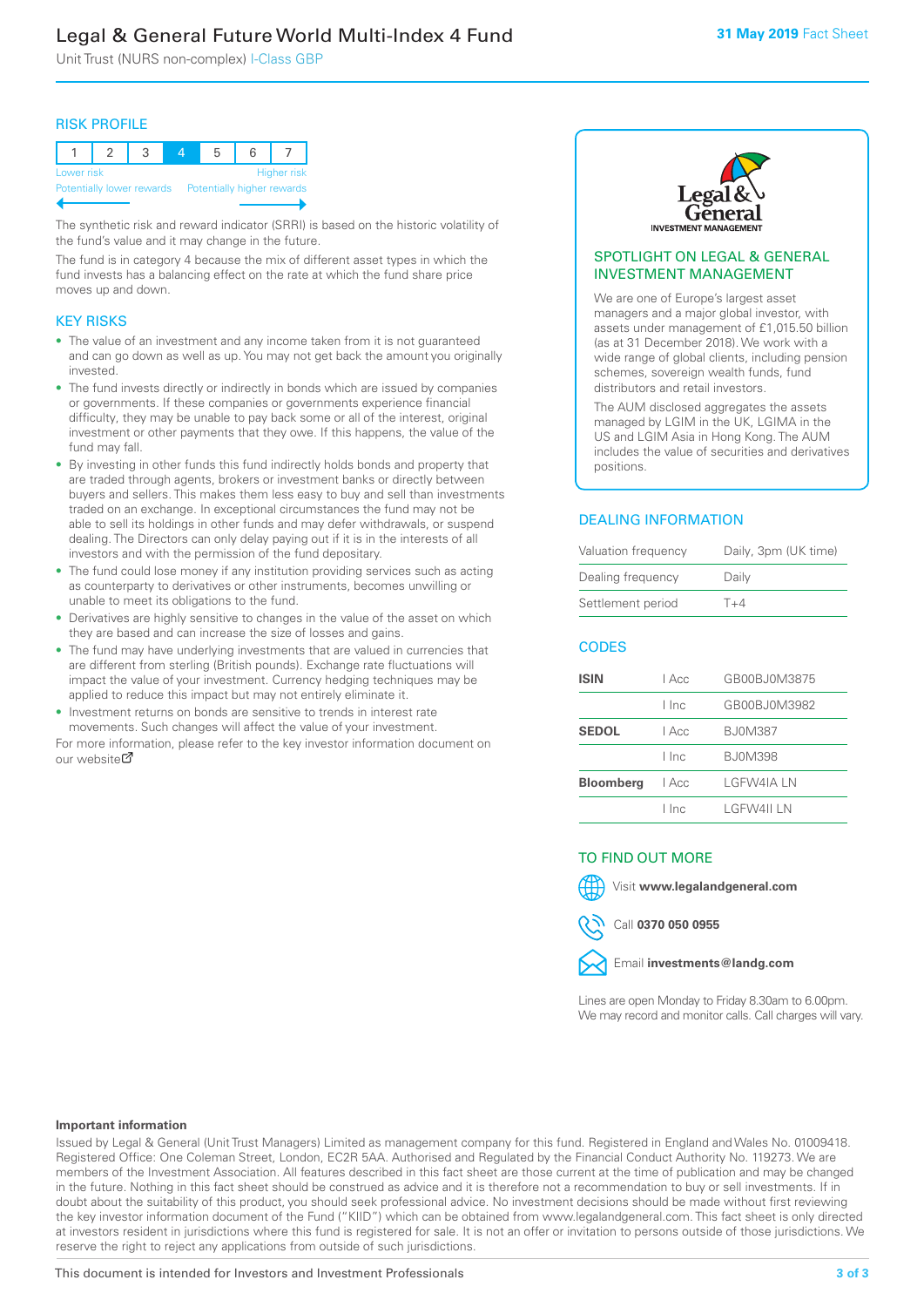# Legal & General Future World Multi-Index 4 Fund

Unit Trust (NURS non-complex) I-Class GBP

31 May 2019 Fact Sheet

## RISK PROFILE

| 1 | 2 | 3 | 4 | 5 | 6 | 7 |
|---|---|---|---|---|---|---|

Lower risk — Higher risk

Potentially lower rewards — Potentially higher rewards

The synthetic risk and reward indicator (SRRI) is based on the historic volatility of the fund's value and it may change in the future.

The fund is in category 4 because the mix of different asset types in which the fund invests has a balancing effect on the rate at which the fund share price moves up and down.

## KEY RISKS

- The value of an investment and any income taken from it is not guaranteed and can go down as well as up. You may not get back the amount you originally invested.
- The fund invests directly or indirectly in bonds which are issued by companies or governments. If these companies or governments experience financial difficulty, they may be unable to pay back some or all of the interest, original investment or other payments that they owe. If this happens, the value of the fund may fall.
- By investing in other funds this fund indirectly holds bonds and property that are traded through agents, brokers or investment banks or directly between buyers and sellers. This makes them less easy to buy and sell than investments traded on an exchange. In exceptional circumstances the fund may not be able to sell its holdings in other funds and may defer withdrawals, or suspend dealing. The Directors can only delay paying out if it is in the interests of all investors and with the permission of the fund depositary.
- The fund could lose money if any institution providing services such as acting as counterparty to derivatives or other instruments, becomes unwilling or unable to meet its obligations to the fund.
- Derivatives are highly sensitive to changes in the value of the asset on which they are based and can increase the size of losses and gains.
- The fund may have underlying investments that are valued in currencies that are different from sterling (British pounds). Exchange rate fluctuations will impact the value of your investment. Currency hedging techniques may be applied to reduce this impact but may not entirely eliminate it.
- Investment returns on bonds are sensitive to trends in interest rate movements. Such changes will affect the value of your investment.

For more information, please refer to the key investor information document on our website

## SPOTLIGHT ON LEGAL & GENERAL INVESTMENT MANAGEMENT

We are one of Europe's largest asset managers and a major global investor, with assets under management of £1,015.50 billion (as at 31 December 2018). We work with a wide range of global clients, including pension schemes, sovereign wealth funds, fund distributors and retail investors.

The AUM disclosed aggregates the assets managed by LGIM in the UK, LGIMA in the US and LGIM Asia in Hong Kong. The AUM includes the value of securities and derivatives positions.

## DEALING INFORMATION

| | |
|---|---|
| Valuation frequency | Daily, 3pm (UK time) |
| Dealing frequency | Daily |
| Settlement period | T+4 |

## CODES

| | | |
|---|---|---|
| **ISIN** | I Acc | GB00BJ0M3875 |
| | I Inc | GB00BJ0M3982 |
| **SEDOL** | I Acc | BJ0M387 |
| | I Inc | BJ0M398 |
| **Bloomberg** | I Acc | LGFW4IA LN |
| | I Inc | LGFW4II LN |

## TO FIND OUT MORE

Visit **www.legalandgeneral.com**

Call **0370 050 0955**

Email **investments@landg.com**

Lines are open Monday to Friday 8.30am to 6.00pm. We may record and monitor calls. Call charges will vary.

**Important information**

Issued by Legal & General (Unit Trust Managers) Limited as management company for this fund. Registered in England and Wales No. 01009418. Registered Office: One Coleman Street, London, EC2R 5AA. Authorised and Regulated by the Financial Conduct Authority No. 119273. We are members of the Investment Association. All features described in this fact sheet are those current at the time of publication and may be changed in the future. Nothing in this fact sheet should be construed as advice and it is therefore not a recommendation to buy or sell investments. If in doubt about the suitability of this product, you should seek professional advice. No investment decisions should be made without first reviewing the key investor information document of the Fund ("KIID") which can be obtained from www.legalandgeneral.com. This fact sheet is only directed at investors resident in jurisdictions where this fund is registered for sale. It is not an offer or invitation to persons outside of those jurisdictions. We reserve the right to reject any applications from outside of such jurisdictions.

This document is intended for Investors and Investment Professionals